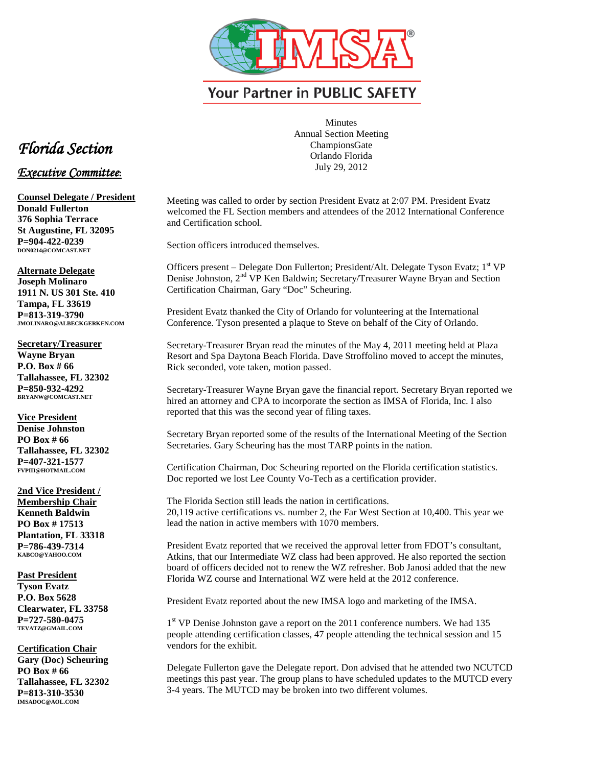Your Partner in PUBLIC SAFETY

Minutes
Annual Section Meeting
ChampionsGate
Orlando Florida
July 29, 2012

## *Florida Section*

### *Executive Committee:*

**Counsel Delegate / President**
**Donald Fullerton**
**376 Sophia Terrace**
**St Augustine, FL 32095**
**P=904-422-0239**
**DON0214@COMCAST.NET**

**Alternate Delegate**
**Joseph Molinaro**
**1911 N. US 301 Ste. 410**
**Tampa, FL 33619**
**P=813-319-3790**
**JMOLINARO@ALBECKGERKEN.COM**

**Secretary/Treasurer**
**Wayne Bryan**
**P.O. Box # 66**
**Tallahassee, FL 32302**
**P=850-932-4292**
**BRYANW@COMCAST.NET**

**Vice President**
**Denise Johnston**
**PO Box # 66**
**Tallahassee, FL 32302**
**P=407-321-1577**
**FVPIII@HOTMAIL.COM**

**2nd Vice President / Membership Chair**
**Kenneth Baldwin**
**PO Box # 17513**
**Plantation, FL 33318**
**P=786-439-7314**
**KABCO@YAHOO.COM**

**Past President**
**Tyson Evatz**
**P.O. Box 5628**
**Clearwater, FL 33758**
**P=727-580-0475**
**TEVATZ@GMAIL.COM**

**Certification Chair**
**Gary (Doc) Scheuring**
**PO Box # 66**
**Tallahassee, FL 32302**
**P=813-310-3530**
**IMSADOC@AOL.COM**

Meeting was called to order by section President Evatz at 2:07 PM. President Evatz welcomed the FL Section members and attendees of the 2012 International Conference and Certification school.

Section officers introduced themselves.

Officers present – Delegate Don Fullerton; President/Alt. Delegate Tyson Evatz; 1st VP Denise Johnston, 2nd VP Ken Baldwin; Secretary/Treasurer Wayne Bryan and Section Certification Chairman, Gary "Doc" Scheuring.

President Evatz thanked the City of Orlando for volunteering at the International Conference. Tyson presented a plaque to Steve on behalf of the City of Orlando.

Secretary-Treasurer Bryan read the minutes of the May 4, 2011 meeting held at Plaza Resort and Spa Daytona Beach Florida. Dave Stroffolino moved to accept the minutes, Rick seconded, vote taken, motion passed.

Secretary-Treasurer Wayne Bryan gave the financial report. Secretary Bryan reported we hired an attorney and CPA to incorporate the section as IMSA of Florida, Inc. I also reported that this was the second year of filing taxes.

Secretary Bryan reported some of the results of the International Meeting of the Section Secretaries. Gary Scheuring has the most TARP points in the nation.

Certification Chairman, Doc Scheuring reported on the Florida certification statistics. Doc reported we lost Lee County Vo-Tech as a certification provider.

The Florida Section still leads the nation in certifications.
20,119 active certifications vs. number 2, the Far West Section at 10,400. This year we lead the nation in active members with 1070 members.

President Evatz reported that we received the approval letter from FDOT's consultant, Atkins, that our Intermediate WZ class had been approved. He also reported the section board of officers decided not to renew the WZ refresher. Bob Janosi added that the new Florida WZ course and International WZ were held at the 2012 conference.

President Evatz reported about the new IMSA logo and marketing of the IMSA.

1st VP Denise Johnston gave a report on the 2011 conference numbers. We had 135 people attending certification classes, 47 people attending the technical session and 15 vendors for the exhibit.

Delegate Fullerton gave the Delegate report. Don advised that he attended two NCUTCD meetings this past year. The group plans to have scheduled updates to the MUTCD every 3-4 years. The MUTCD may be broken into two different volumes.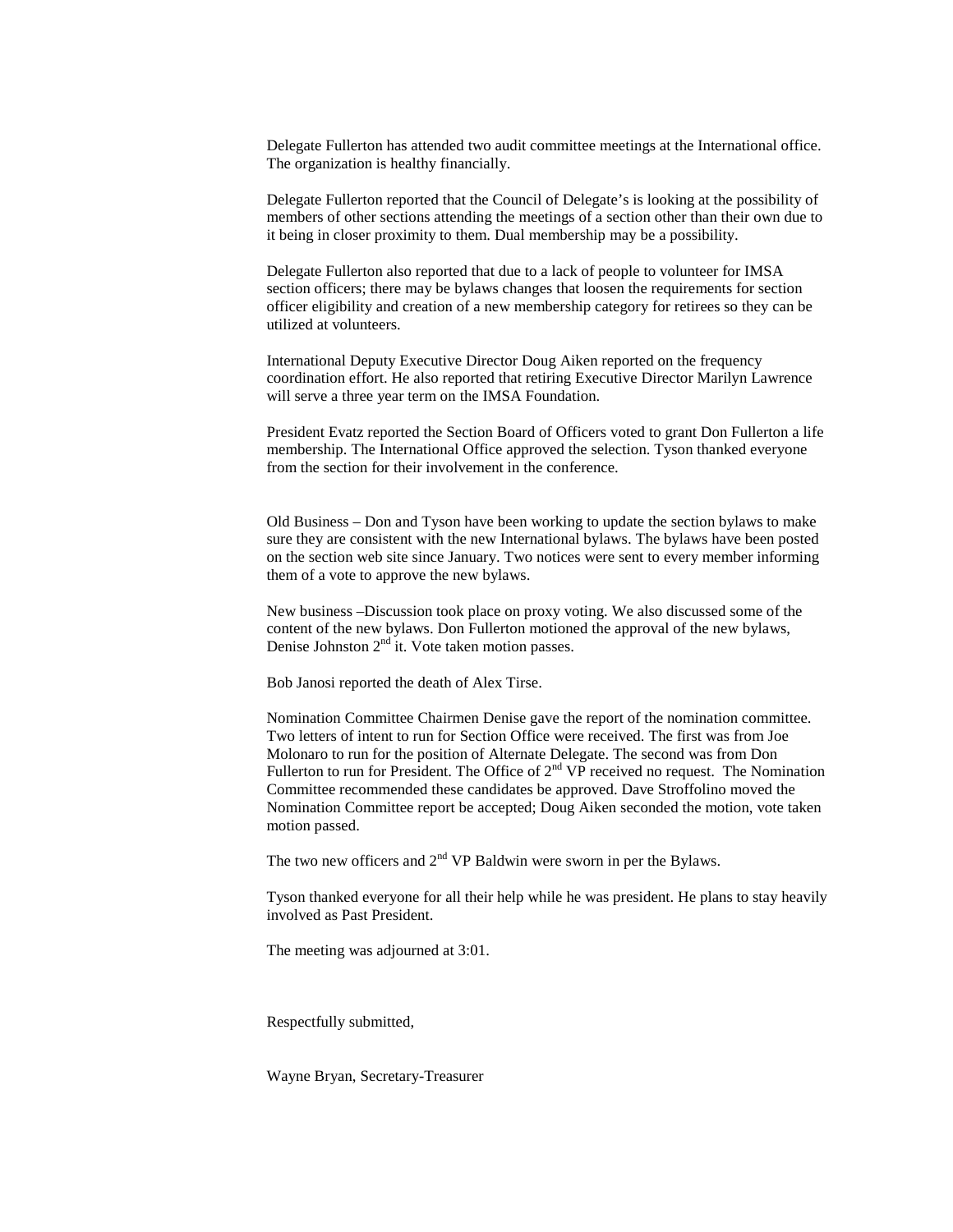Delegate Fullerton has attended two audit committee meetings at the International office. The organization is healthy financially.

Delegate Fullerton reported that the Council of Delegate's is looking at the possibility of members of other sections attending the meetings of a section other than their own due to it being in closer proximity to them. Dual membership may be a possibility.

Delegate Fullerton also reported that due to a lack of people to volunteer for IMSA section officers; there may be bylaws changes that loosen the requirements for section officer eligibility and creation of a new membership category for retirees so they can be utilized at volunteers.

International Deputy Executive Director Doug Aiken reported on the frequency coordination effort. He also reported that retiring Executive Director Marilyn Lawrence will serve a three year term on the IMSA Foundation.

President Evatz reported the Section Board of Officers voted to grant Don Fullerton a life membership. The International Office approved the selection. Tyson thanked everyone from the section for their involvement in the conference.

Old Business – Don and Tyson have been working to update the section bylaws to make sure they are consistent with the new International bylaws. The bylaws have been posted on the section web site since January. Two notices were sent to every member informing them of a vote to approve the new bylaws.

New business –Discussion took place on proxy voting. We also discussed some of the content of the new bylaws. Don Fullerton motioned the approval of the new bylaws, Denise Johnston 2nd it. Vote taken motion passes.

Bob Janosi reported the death of Alex Tirse.

Nomination Committee Chairmen Denise gave the report of the nomination committee. Two letters of intent to run for Section Office were received. The first was from Joe Molonaro to run for the position of Alternate Delegate. The second was from Don Fullerton to run for President. The Office of 2nd VP received no request. The Nomination Committee recommended these candidates be approved. Dave Stroffolino moved the Nomination Committee report be accepted; Doug Aiken seconded the motion, vote taken motion passed.

The two new officers and 2nd VP Baldwin were sworn in per the Bylaws.

Tyson thanked everyone for all their help while he was president. He plans to stay heavily involved as Past President.

The meeting was adjourned at 3:01.

Respectfully submitted,

Wayne Bryan, Secretary-Treasurer